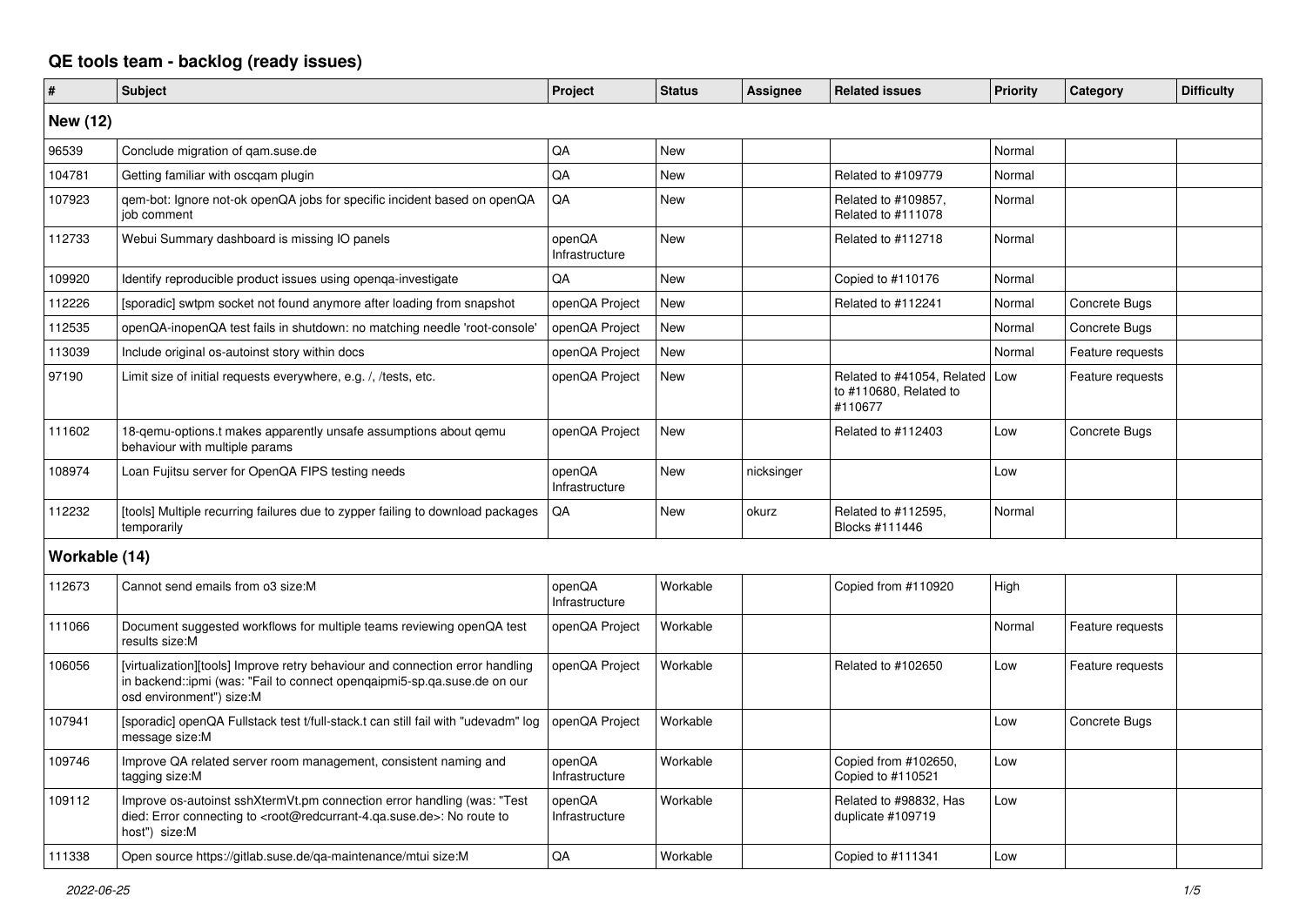# QE tools team - backlog (ready issues)

| # | Subject | Project | Status | Assignee | Related issues | Priority | Category | Difficulty |
|---|---|---|---|---|---|---|---|---|
| **New (12)** | | | | | | | | |
| 96539 | Conclude migration of qam.suse.de | QA | New | | | Normal | | |
| 104781 | Getting familiar with oscqam plugin | QA | New | | Related to #109779 | Normal | | |
| 107923 | qem-bot: Ignore not-ok openQA jobs for specific incident based on openQA job comment | QA | New | | Related to #109857, Related to #111078 | Normal | | |
| 112733 | Webui Summary dashboard is missing IO panels | openQA Infrastructure | New | | Related to #112718 | Normal | | |
| 109920 | Identify reproducible product issues using openqa-investigate | QA | New | | Copied to #110176 | Normal | | |
| 112226 | [sporadic] swtpm socket not found anymore after loading from snapshot | openQA Project | New | | Related to #112241 | Normal | Concrete Bugs | |
| 112535 | openQA-inopenQA test fails in shutdown: no matching needle 'root-console' | openQA Project | New | | | Normal | Concrete Bugs | |
| 113039 | Include original os-autoinst story within docs | openQA Project | New | | | Normal | Feature requests | |
| 97190 | Limit size of initial requests everywhere, e.g. /, /tests, etc. | openQA Project | New | | Related to #41054, Related to #110680, Related to #110677 | Low | Feature requests | |
| 111602 | 18-qemu-options.t makes apparently unsafe assumptions about qemu behaviour with multiple params | openQA Project | New | | Related to #112403 | Low | Concrete Bugs | |
| 108974 | Loan Fujitsu server for OpenQA FIPS testing needs | openQA Infrastructure | New | nicksinger | | Low | | |
| 112232 | [tools] Multiple recurring failures due to zypper failing to download packages temporarily | QA | New | okurz | Related to #112595, Blocks #111446 | Normal | | |
| **Workable (14)** | | | | | | | | |
| 112673 | Cannot send emails from o3 size:M | openQA Infrastructure | Workable | | Copied from #110920 | High | | |
| 111066 | Document suggested workflows for multiple teams reviewing openQA test results size:M | openQA Project | Workable | | | Normal | Feature requests | |
| 106056 | [virtualization][tools] Improve retry behaviour and connection error handling in backend::ipmi (was: "Fail to connect openqaipmi5-sp.qa.suse.de on our osd environment") size:M | openQA Project | Workable | | Related to #102650 | Low | Feature requests | |
| 107941 | [sporadic] openQA Fullstack test t/full-stack.t can still fail with "udevadm" log message size:M | openQA Project | Workable | | | Low | Concrete Bugs | |
| 109746 | Improve QA related server room management, consistent naming and tagging size:M | openQA Infrastructure | Workable | | Copied from #102650, Copied to #110521 | Low | | |
| 109112 | Improve os-autoinst sshXtermVt.pm connection error handling (was: "Test died: Error connecting to <root@redcurrant-4.qa.suse.de>: No route to host") size:M | openQA Infrastructure | Workable | | Related to #98832, Has duplicate #109719 | Low | | |
| 111338 | Open source https://gitlab.suse.de/qa-maintenance/mtui size:M | QA | Workable | | Copied to #111341 | Low | | |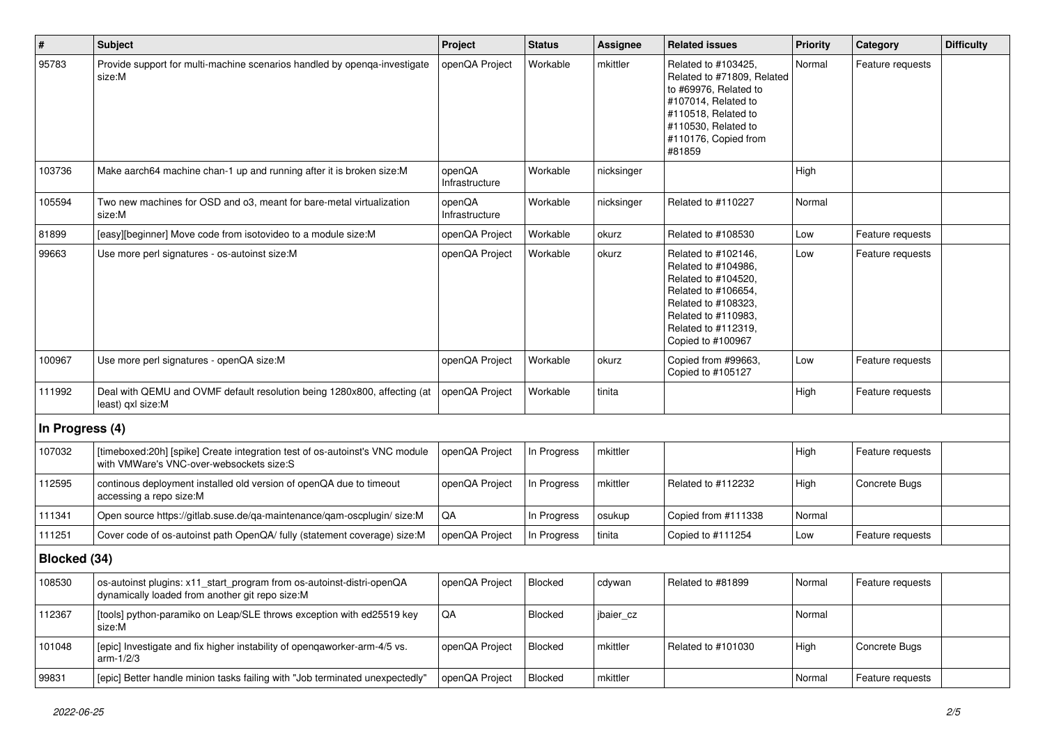| # | Subject | Project | Status | Assignee | Related issues | Priority | Category | Difficulty |
|---|---|---|---|---|---|---|---|---|
| 95783 | Provide support for multi-machine scenarios handled by openqa-investigate size:M | openQA Project | Workable | mkittler | Related to #103425, Related to #71809, Related to #69976, Related to #107014, Related to #110518, Related to #110530, Related to #110176, Copied from #81859 | Normal | Feature requests | |
| 103736 | Make aarch64 machine chan-1 up and running after it is broken size:M | openQA Infrastructure | Workable | nicksinger | | High | | |
| 105594 | Two new machines for OSD and o3, meant for bare-metal virtualization size:M | openQA Infrastructure | Workable | nicksinger | Related to #110227 | Normal | | |
| 81899 | [easy][beginner] Move code from isotovideo to a module size:M | openQA Project | Workable | okurz | Related to #108530 | Low | Feature requests | |
| 99663 | Use more perl signatures - os-autoinst size:M | openQA Project | Workable | okurz | Related to #102146, Related to #104986, Related to #104520, Related to #106654, Related to #108323, Related to #110983, Related to #112319, Copied to #100967 | Low | Feature requests | |
| 100967 | Use more perl signatures - openQA size:M | openQA Project | Workable | okurz | Copied from #99663, Copied to #105127 | Low | Feature requests | |
| 111992 | Deal with QEMU and OVMF default resolution being 1280x800, affecting (at least) qxl size:M | openQA Project | Workable | tinita | | High | Feature requests | |
| **In Progress (4)** | | | | | | | | |
| 107032 | [timeboxed:20h] [spike] Create integration test of os-autoinst's VNC module with VMWare's VNC-over-websockets size:S | openQA Project | In Progress | mkittler | | High | Feature requests | |
| 112595 | continous deployment installed old version of openQA due to timeout accessing a repo size:M | openQA Project | In Progress | mkittler | Related to #112232 | High | Concrete Bugs | |
| 111341 | Open source https://gitlab.suse.de/qa-maintenance/qam-oscplugin/ size:M | QA | In Progress | osukup | Copied from #111338 | Normal | | |
| 111251 | Cover code of os-autoinst path OpenQA/ fully (statement coverage) size:M | openQA Project | In Progress | tinita | Copied to #111254 | Low | Feature requests | |
| **Blocked (34)** | | | | | | | | |
| 108530 | os-autoinst plugins: x11_start_program from os-autoinst-distri-openQA dynamically loaded from another git repo size:M | openQA Project | Blocked | cdywan | Related to #81899 | Normal | Feature requests | |
| 112367 | [tools] python-paramiko on Leap/SLE throws exception with ed25519 key size:M | QA | Blocked | jbaier_cz | | Normal | | |
| 101048 | [epic] Investigate and fix higher instability of openqaworker-arm-4/5 vs. arm-1/2/3 | openQA Project | Blocked | mkittler | Related to #101030 | High | Concrete Bugs | |
| 99831 | [epic] Better handle minion tasks failing with "Job terminated unexpectedly" | openQA Project | Blocked | mkittler | | Normal | Feature requests | |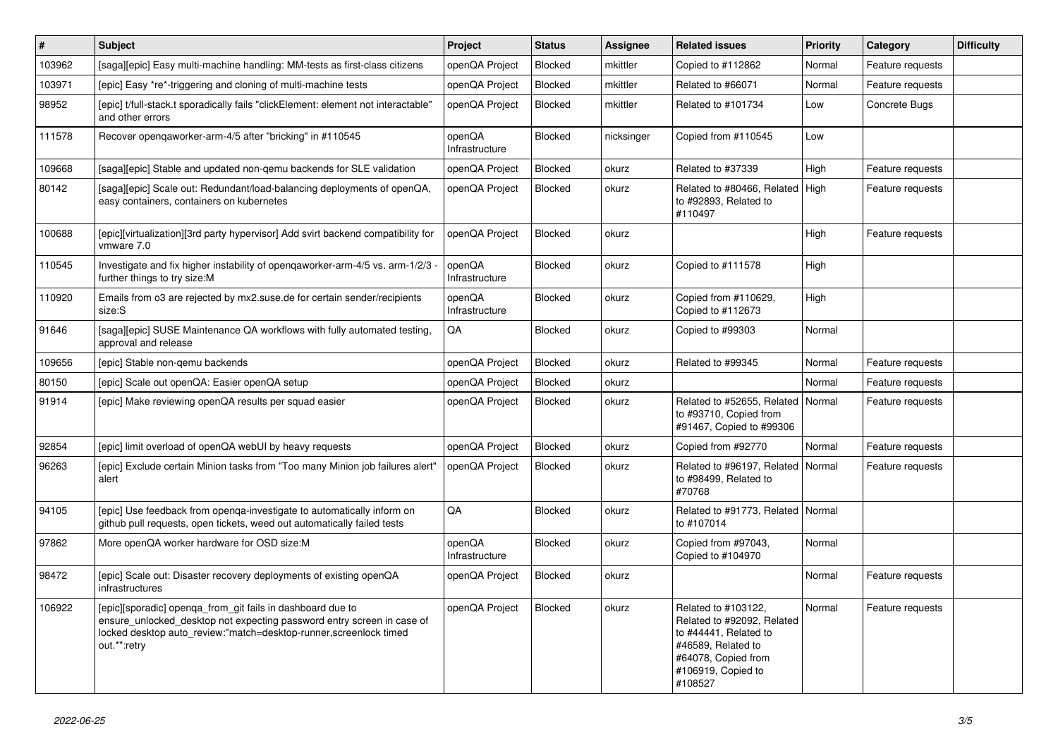| # | Subject | Project | Status | Assignee | Related issues | Priority | Category | Difficulty |
|---|---|---|---|---|---|---|---|---|
| 103962 | [saga][epic] Easy multi-machine handling: MM-tests as first-class citizens | openQA Project | Blocked | mkittler | Copied to #112862 | Normal | Feature requests | |
| 103971 | [epic] Easy *re*-triggering and cloning of multi-machine tests | openQA Project | Blocked | mkittler | Related to #66071 | Normal | Feature requests | |
| 98952 | [epic] t/full-stack.t sporadically fails "clickElement: element not interactable" and other errors | openQA Project | Blocked | mkittler | Related to #101734 | Low | Concrete Bugs | |
| 111578 | Recover openqaworker-arm-4/5 after "bricking" in #110545 | openQA Infrastructure | Blocked | nicksinger | Copied from #110545 | Low | | |
| 109668 | [saga][epic] Stable and updated non-qemu backends for SLE validation | openQA Project | Blocked | okurz | Related to #37339 | High | Feature requests | |
| 80142 | [saga][epic] Scale out: Redundant/load-balancing deployments of openQA, easy containers, containers on kubernetes | openQA Project | Blocked | okurz | Related to #80466, Related to #92893, Related to #110497 | High | Feature requests | |
| 100688 | [epic][virtualization][3rd party hypervisor] Add svirt backend compatibility for vmware 7.0 | openQA Project | Blocked | okurz | | High | Feature requests | |
| 110545 | Investigate and fix higher instability of openqaworker-arm-4/5 vs. arm-1/2/3 - further things to try size:M | openQA Infrastructure | Blocked | okurz | Copied to #111578 | High | | |
| 110920 | Emails from o3 are rejected by mx2.suse.de for certain sender/recipients size:S | openQA Infrastructure | Blocked | okurz | Copied from #110629, Copied to #112673 | High | | |
| 91646 | [saga][epic] SUSE Maintenance QA workflows with fully automated testing, approval and release | QA | Blocked | okurz | Copied to #99303 | Normal | | |
| 109656 | [epic] Stable non-qemu backends | openQA Project | Blocked | okurz | Related to #99345 | Normal | Feature requests | |
| 80150 | [epic] Scale out openQA: Easier openQA setup | openQA Project | Blocked | okurz | | Normal | Feature requests | |
| 91914 | [epic] Make reviewing openQA results per squad easier | openQA Project | Blocked | okurz | Related to #52655, Related to #93710, Copied from #91467, Copied to #99306 | Normal | Feature requests | |
| 92854 | [epic] limit overload of openQA webUI by heavy requests | openQA Project | Blocked | okurz | Copied from #92770 | Normal | Feature requests | |
| 96263 | [epic] Exclude certain Minion tasks from "Too many Minion job failures alert" alert | openQA Project | Blocked | okurz | Related to #96197, Related to #98499, Related to #70768 | Normal | Feature requests | |
| 94105 | [epic] Use feedback from openqa-investigate to automatically inform on github pull requests, open tickets, weed out automatically failed tests | QA | Blocked | okurz | Related to #91773, Related to #107014 | Normal | | |
| 97862 | More openQA worker hardware for OSD size:M | openQA Infrastructure | Blocked | okurz | Copied from #97043, Copied to #104970 | Normal | | |
| 98472 | [epic] Scale out: Disaster recovery deployments of existing openQA infrastructures | openQA Project | Blocked | okurz | | Normal | Feature requests | |
| 106922 | [epic][sporadic] openqa_from_git fails in dashboard due to ensure_unlocked_desktop not expecting password entry screen in case of locked desktop auto_review:"match=desktop-runner,screenlock timed out.*":retry | openQA Project | Blocked | okurz | Related to #103122, Related to #92092, Related to #44441, Related to #46589, Related to #64078, Copied from #106919, Copied to #108527 | Normal | Feature requests | |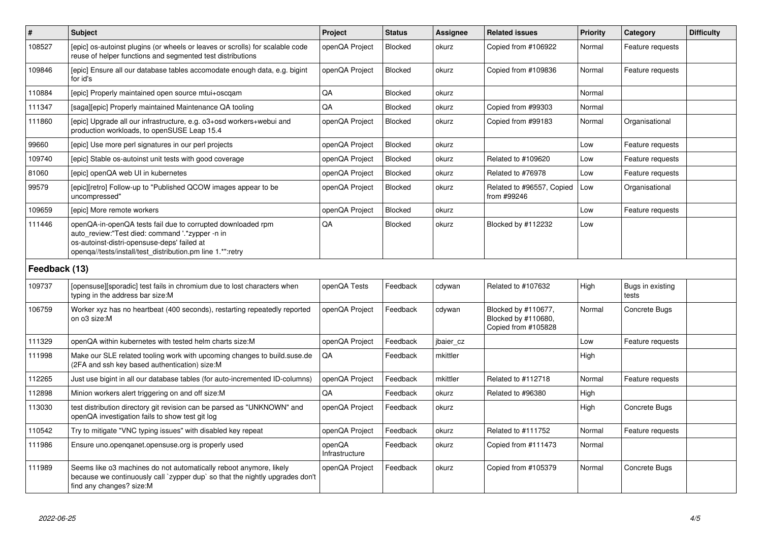| # | Subject | Project | Status | Assignee | Related issues | Priority | Category | Difficulty |
|---|---|---|---|---|---|---|---|---|
| 108527 | [epic] os-autoinst plugins (or wheels or leaves or scrolls) for scalable code reuse of helper functions and segmented test distributions | openQA Project | Blocked | okurz | Copied from #106922 | Normal | Feature requests | |
| 109846 | [epic] Ensure all our database tables accomodate enough data, e.g. bigint for id's | openQA Project | Blocked | okurz | Copied from #109836 | Normal | Feature requests | |
| 110884 | [epic] Properly maintained open source mtui+oscqam | QA | Blocked | okurz | | Normal | | |
| 111347 | [saga][epic] Properly maintained Maintenance QA tooling | QA | Blocked | okurz | Copied from #99303 | Normal | | |
| 111860 | [epic] Upgrade all our infrastructure, e.g. o3+osd workers+webui and production workloads, to openSUSE Leap 15.4 | openQA Project | Blocked | okurz | Copied from #99183 | Normal | Organisational | |
| 99660 | [epic] Use more perl signatures in our perl projects | openQA Project | Blocked | okurz | | Low | Feature requests | |
| 109740 | [epic] Stable os-autoinst unit tests with good coverage | openQA Project | Blocked | okurz | Related to #109620 | Low | Feature requests | |
| 81060 | [epic] openQA web UI in kubernetes | openQA Project | Blocked | okurz | Related to #76978 | Low | Feature requests | |
| 99579 | [epic][retro] Follow-up to "Published QCOW images appear to be uncompressed" | openQA Project | Blocked | okurz | Related to #96557, Copied from #99246 | Low | Organisational | |
| 109659 | [epic] More remote workers | openQA Project | Blocked | okurz | | Low | Feature requests | |
| 111446 | openQA-in-openQA tests fail due to corrupted downloaded rpm auto_review:"Test died: command '.*zypper -n in os-autoinst-distri-opensuse-deps' failed at openqa//tests/install/test_distribution.pm line 1.*":retry | QA | Blocked | okurz | Blocked by #112232 | Low | | |
| **Feedback (13)** | | | | | | | | |
| 109737 | [opensuse][sporadic] test fails in chromium due to lost characters when typing in the address bar size:M | openQA Tests | Feedback | cdywan | Related to #107632 | High | Bugs in existing tests | |
| 106759 | Worker xyz has no heartbeat (400 seconds), restarting repeatedly reported on o3 size:M | openQA Project | Feedback | cdywan | Blocked by #110677, Blocked by #110680, Copied from #105828 | Normal | Concrete Bugs | |
| 111329 | openQA within kubernetes with tested helm charts size:M | openQA Project | Feedback | jbaier_cz | | Low | Feature requests | |
| 111998 | Make our SLE related tooling work with upcoming changes to build.suse.de (2FA and ssh key based authentication) size:M | QA | Feedback | mkittler | | High | | |
| 112265 | Just use bigint in all our database tables (for auto-incremented ID-columns) | openQA Project | Feedback | mkittler | Related to #112718 | Normal | Feature requests | |
| 112898 | Minion workers alert triggering on and off size:M | QA | Feedback | okurz | Related to #96380 | High | | |
| 113030 | test distribution directory git revision can be parsed as "UNKNOWN" and openQA investigation fails to show test git log | openQA Project | Feedback | okurz | | High | Concrete Bugs | |
| 110542 | Try to mitigate "VNC typing issues" with disabled key repeat | openQA Project | Feedback | okurz | Related to #111752 | Normal | Feature requests | |
| 111986 | Ensure uno.openqanet.opensuse.org is properly used | openQA Infrastructure | Feedback | okurz | Copied from #111473 | Normal | | |
| 111989 | Seems like o3 machines do not automatically reboot anymore, likely because we continuously call `zypper dup` so that the nightly upgrades don't find any changes? size:M | openQA Project | Feedback | okurz | Copied from #105379 | Normal | Concrete Bugs | |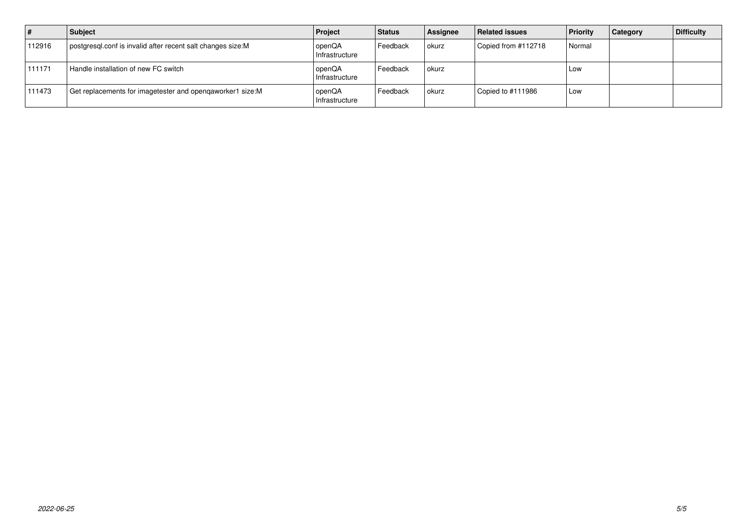| # | Subject | Project | Status | Assignee | Related issues | Priority | Category | Difficulty |
|---|---|---|---|---|---|---|---|---|
| 112916 | postgresql.conf is invalid after recent salt changes size:M | openQA Infrastructure | Feedback | okurz | Copied from #112718 | Normal | | |
| 111171 | Handle installation of new FC switch | openQA Infrastructure | Feedback | okurz | | Low | | |
| 111473 | Get replacements for imagetester and openqaworker1 size:M | openQA Infrastructure | Feedback | okurz | Copied to #111986 | Low | | |

*2022-06-25*